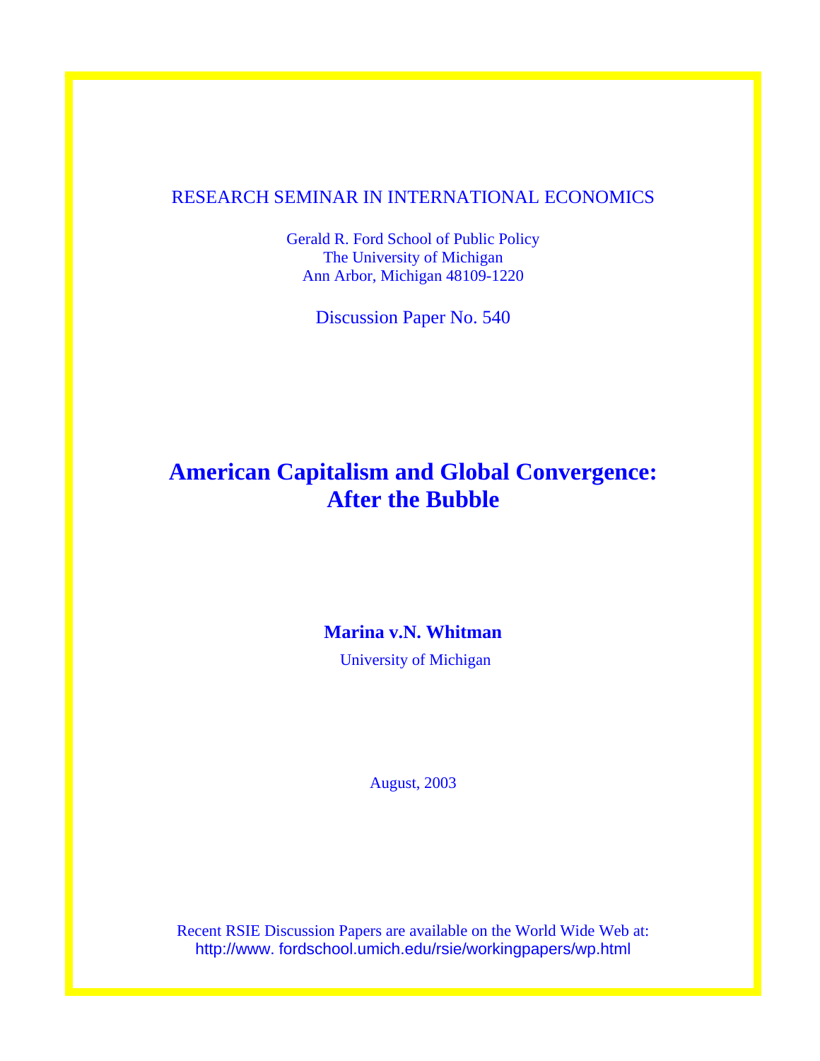RESEARCH SEMINAR IN INTERNATIONAL ECONOMICS

Gerald R. Ford School of Public Policy
The University of Michigan
Ann Arbor, Michigan 48109-1220

Discussion Paper No. 540

# American Capitalism and Global Convergence: After the Bubble

**Marina v.N. Whitman**

University of Michigan

August, 2003

Recent RSIE Discussion Papers are available on the World Wide Web at:
http://www. fordschool.umich.edu/rsie/workingpapers/wp.html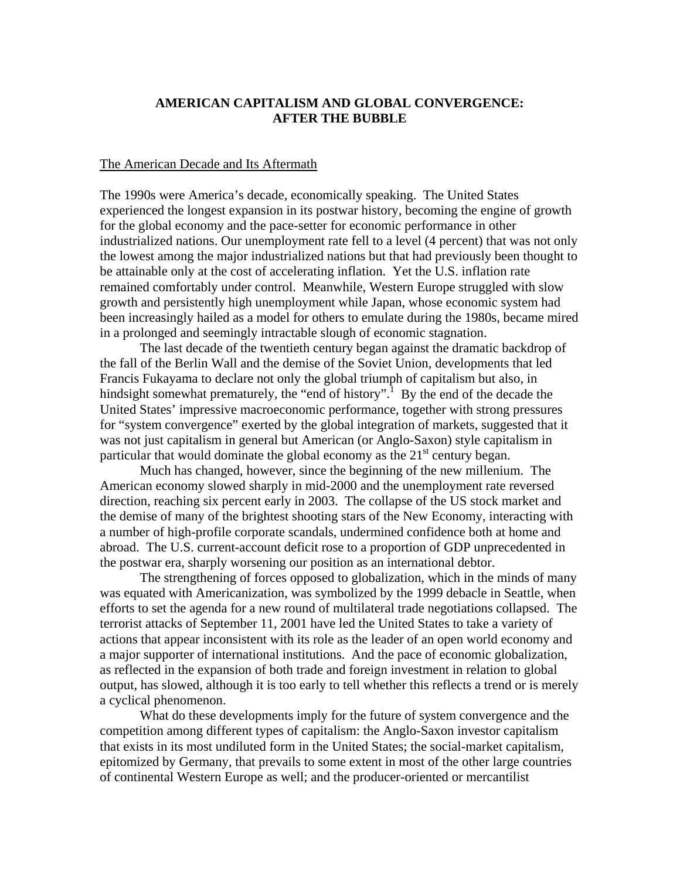# AMERICAN CAPITALISM AND GLOBAL CONVERGENCE: AFTER THE BUBBLE

## The American Decade and Its Aftermath

The 1990s were America's decade, economically speaking. The United States experienced the longest expansion in its postwar history, becoming the engine of growth for the global economy and the pace-setter for economic performance in other industrialized nations. Our unemployment rate fell to a level (4 percent) that was not only the lowest among the major industrialized nations but that had previously been thought to be attainable only at the cost of accelerating inflation. Yet the U.S. inflation rate remained comfortably under control. Meanwhile, Western Europe struggled with slow growth and persistently high unemployment while Japan, whose economic system had been increasingly hailed as a model for others to emulate during the 1980s, became mired in a prolonged and seemingly intractable slough of economic stagnation.

The last decade of the twentieth century began against the dramatic backdrop of the fall of the Berlin Wall and the demise of the Soviet Union, developments that led Francis Fukayama to declare not only the global triumph of capitalism but also, in hindsight somewhat prematurely, the "end of history".[1] By the end of the decade the United States' impressive macroeconomic performance, together with strong pressures for "system convergence" exerted by the global integration of markets, suggested that it was not just capitalism in general but American (or Anglo-Saxon) style capitalism in particular that would dominate the global economy as the 21st century began.

Much has changed, however, since the beginning of the new millenium. The American economy slowed sharply in mid-2000 and the unemployment rate reversed direction, reaching six percent early in 2003. The collapse of the US stock market and the demise of many of the brightest shooting stars of the New Economy, interacting with a number of high-profile corporate scandals, undermined confidence both at home and abroad. The U.S. current-account deficit rose to a proportion of GDP unprecedented in the postwar era, sharply worsening our position as an international debtor.

The strengthening of forces opposed to globalization, which in the minds of many was equated with Americanization, was symbolized by the 1999 debacle in Seattle, when efforts to set the agenda for a new round of multilateral trade negotiations collapsed. The terrorist attacks of September 11, 2001 have led the United States to take a variety of actions that appear inconsistent with its role as the leader of an open world economy and a major supporter of international institutions. And the pace of economic globalization, as reflected in the expansion of both trade and foreign investment in relation to global output, has slowed, although it is too early to tell whether this reflects a trend or is merely a cyclical phenomenon.

What do these developments imply for the future of system convergence and the competition among different types of capitalism: the Anglo-Saxon investor capitalism that exists in its most undiluted form in the United States; the social-market capitalism, epitomized by Germany, that prevails to some extent in most of the other large countries of continental Western Europe as well; and the producer-oriented or mercantilist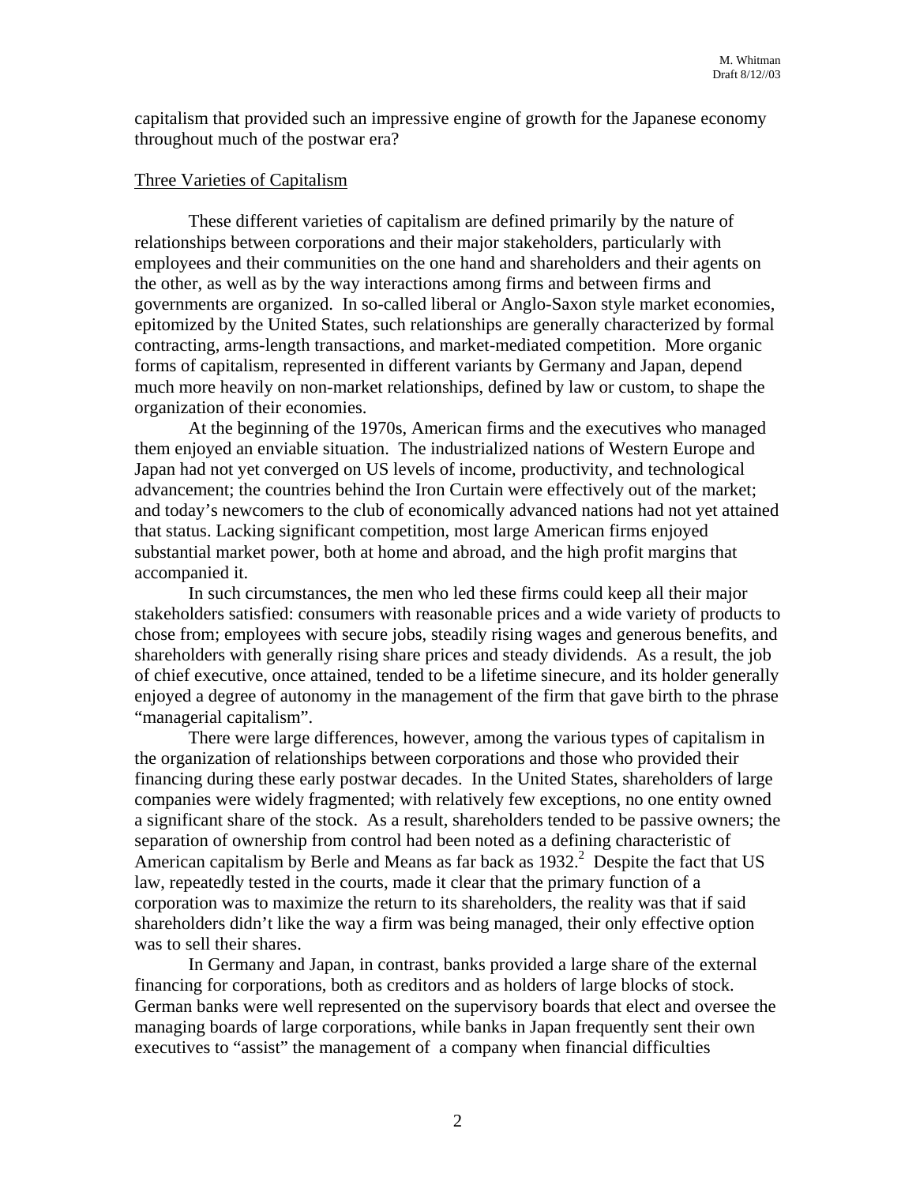capitalism that provided such an impressive engine of growth for the Japanese economy throughout much of the postwar era?

## Three Varieties of Capitalism

These different varieties of capitalism are defined primarily by the nature of relationships between corporations and their major stakeholders, particularly with employees and their communities on the one hand and shareholders and their agents on the other, as well as by the way interactions among firms and between firms and governments are organized. In so-called liberal or Anglo-Saxon style market economies, epitomized by the United States, such relationships are generally characterized by formal contracting, arms-length transactions, and market-mediated competition. More organic forms of capitalism, represented in different variants by Germany and Japan, depend much more heavily on non-market relationships, defined by law or custom, to shape the organization of their economies.

At the beginning of the 1970s, American firms and the executives who managed them enjoyed an enviable situation. The industrialized nations of Western Europe and Japan had not yet converged on US levels of income, productivity, and technological advancement; the countries behind the Iron Curtain were effectively out of the market; and today's newcomers to the club of economically advanced nations had not yet attained that status. Lacking significant competition, most large American firms enjoyed substantial market power, both at home and abroad, and the high profit margins that accompanied it.

In such circumstances, the men who led these firms could keep all their major stakeholders satisfied: consumers with reasonable prices and a wide variety of products to chose from; employees with secure jobs, steadily rising wages and generous benefits, and shareholders with generally rising share prices and steady dividends. As a result, the job of chief executive, once attained, tended to be a lifetime sinecure, and its holder generally enjoyed a degree of autonomy in the management of the firm that gave birth to the phrase "managerial capitalism".

There were large differences, however, among the various types of capitalism in the organization of relationships between corporations and those who provided their financing during these early postwar decades. In the United States, shareholders of large companies were widely fragmented; with relatively few exceptions, no one entity owned a significant share of the stock. As a result, shareholders tended to be passive owners; the separation of ownership from control had been noted as a defining characteristic of American capitalism by Berle and Means as far back as 1932.[2] Despite the fact that US law, repeatedly tested in the courts, made it clear that the primary function of a corporation was to maximize the return to its shareholders, the reality was that if said shareholders didn't like the way a firm was being managed, their only effective option was to sell their shares.

In Germany and Japan, in contrast, banks provided a large share of the external financing for corporations, both as creditors and as holders of large blocks of stock. German banks were well represented on the supervisory boards that elect and oversee the managing boards of large corporations, while banks in Japan frequently sent their own executives to "assist" the management of a company when financial difficulties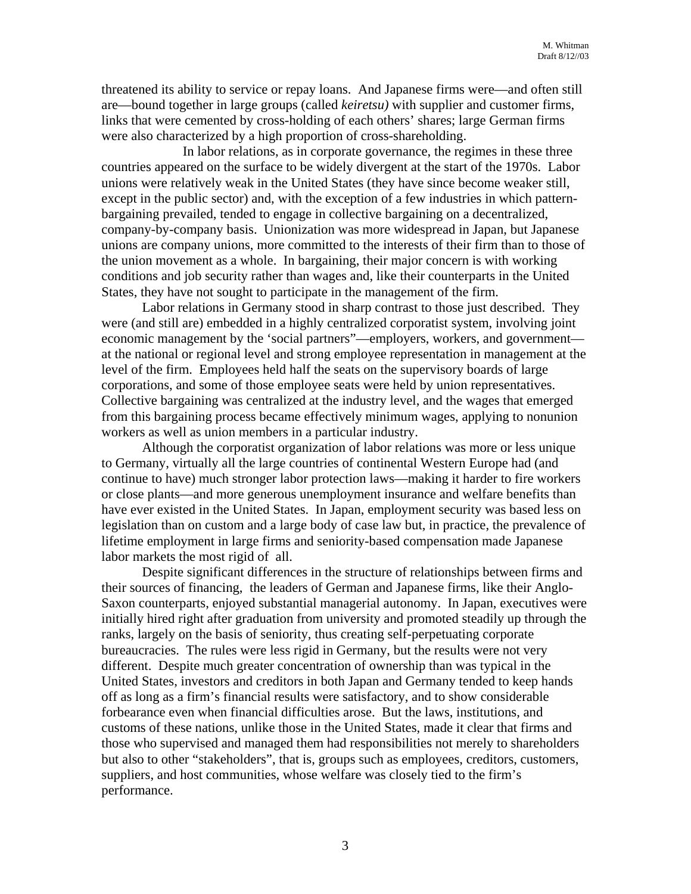threatened its ability to service or repay loans. And Japanese firms were—and often still are—bound together in large groups (called *keiretsu)* with supplier and customer firms, links that were cemented by cross-holding of each others' shares; large German firms were also characterized by a high proportion of cross-shareholding.

In labor relations, as in corporate governance, the regimes in these three countries appeared on the surface to be widely divergent at the start of the 1970s. Labor unions were relatively weak in the United States (they have since become weaker still, except in the public sector) and, with the exception of a few industries in which pattern-bargaining prevailed, tended to engage in collective bargaining on a decentralized, company-by-company basis. Unionization was more widespread in Japan, but Japanese unions are company unions, more committed to the interests of their firm than to those of the union movement as a whole. In bargaining, their major concern is with working conditions and job security rather than wages and, like their counterparts in the United States, they have not sought to participate in the management of the firm.

Labor relations in Germany stood in sharp contrast to those just described. They were (and still are) embedded in a highly centralized corporatist system, involving joint economic management by the 'social partners"—employers, workers, and government—at the national or regional level and strong employee representation in management at the level of the firm. Employees held half the seats on the supervisory boards of large corporations, and some of those employee seats were held by union representatives. Collective bargaining was centralized at the industry level, and the wages that emerged from this bargaining process became effectively minimum wages, applying to nonunion workers as well as union members in a particular industry.

Although the corporatist organization of labor relations was more or less unique to Germany, virtually all the large countries of continental Western Europe had (and continue to have) much stronger labor protection laws—making it harder to fire workers or close plants—and more generous unemployment insurance and welfare benefits than have ever existed in the United States. In Japan, employment security was based less on legislation than on custom and a large body of case law but, in practice, the prevalence of lifetime employment in large firms and seniority-based compensation made Japanese labor markets the most rigid of all.

Despite significant differences in the structure of relationships between firms and their sources of financing, the leaders of German and Japanese firms, like their Anglo-Saxon counterparts, enjoyed substantial managerial autonomy. In Japan, executives were initially hired right after graduation from university and promoted steadily up through the ranks, largely on the basis of seniority, thus creating self-perpetuating corporate bureaucracies. The rules were less rigid in Germany, but the results were not very different. Despite much greater concentration of ownership than was typical in the United States, investors and creditors in both Japan and Germany tended to keep hands off as long as a firm's financial results were satisfactory, and to show considerable forbearance even when financial difficulties arose. But the laws, institutions, and customs of these nations, unlike those in the United States, made it clear that firms and those who supervised and managed them had responsibilities not merely to shareholders but also to other "stakeholders", that is, groups such as employees, creditors, customers, suppliers, and host communities, whose welfare was closely tied to the firm's performance.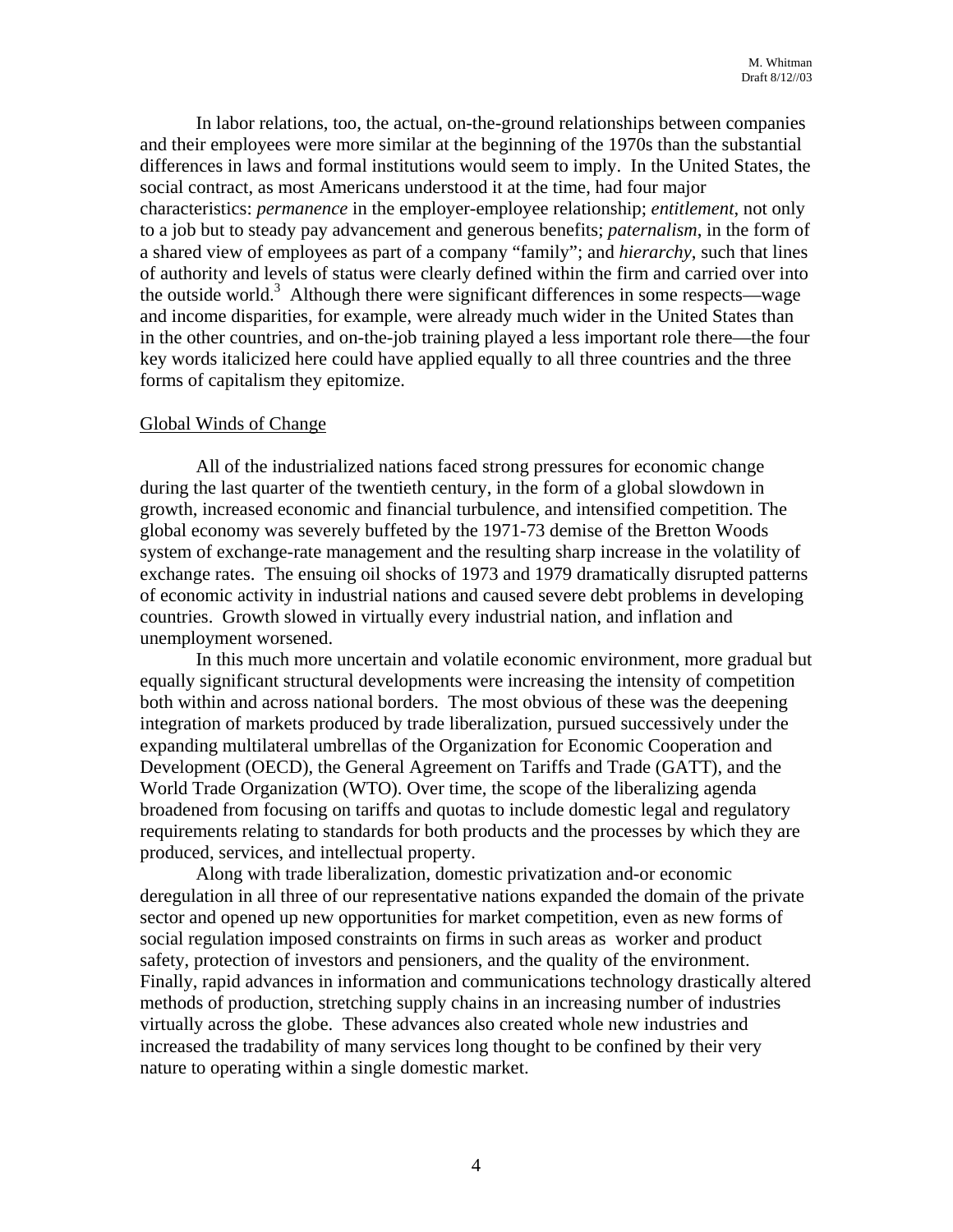In labor relations, too, the actual, on-the-ground relationships between companies and their employees were more similar at the beginning of the 1970s than the substantial differences in laws and formal institutions would seem to imply. In the United States, the social contract, as most Americans understood it at the time, had four major characteristics: *permanence* in the employer-employee relationship; *entitlement*, not only to a job but to steady pay advancement and generous benefits; *paternalism*, in the form of a shared view of employees as part of a company "family"; and *hierarchy*, such that lines of authority and levels of status were clearly defined within the firm and carried over into the outside world.[3] Although there were significant differences in some respects—wage and income disparities, for example, were already much wider in the United States than in the other countries, and on-the-job training played a less important role there—the four key words italicized here could have applied equally to all three countries and the three forms of capitalism they epitomize.

## Global Winds of Change

All of the industrialized nations faced strong pressures for economic change during the last quarter of the twentieth century, in the form of a global slowdown in growth, increased economic and financial turbulence, and intensified competition. The global economy was severely buffeted by the 1971-73 demise of the Bretton Woods system of exchange-rate management and the resulting sharp increase in the volatility of exchange rates. The ensuing oil shocks of 1973 and 1979 dramatically disrupted patterns of economic activity in industrial nations and caused severe debt problems in developing countries. Growth slowed in virtually every industrial nation, and inflation and unemployment worsened.

In this much more uncertain and volatile economic environment, more gradual but equally significant structural developments were increasing the intensity of competition both within and across national borders. The most obvious of these was the deepening integration of markets produced by trade liberalization, pursued successively under the expanding multilateral umbrellas of the Organization for Economic Cooperation and Development (OECD), the General Agreement on Tariffs and Trade (GATT), and the World Trade Organization (WTO). Over time, the scope of the liberalizing agenda broadened from focusing on tariffs and quotas to include domestic legal and regulatory requirements relating to standards for both products and the processes by which they are produced, services, and intellectual property.

Along with trade liberalization, domestic privatization and-or economic deregulation in all three of our representative nations expanded the domain of the private sector and opened up new opportunities for market competition, even as new forms of social regulation imposed constraints on firms in such areas as worker and product safety, protection of investors and pensioners, and the quality of the environment. Finally, rapid advances in information and communications technology drastically altered methods of production, stretching supply chains in an increasing number of industries virtually across the globe. These advances also created whole new industries and increased the tradability of many services long thought to be confined by their very nature to operating within a single domestic market.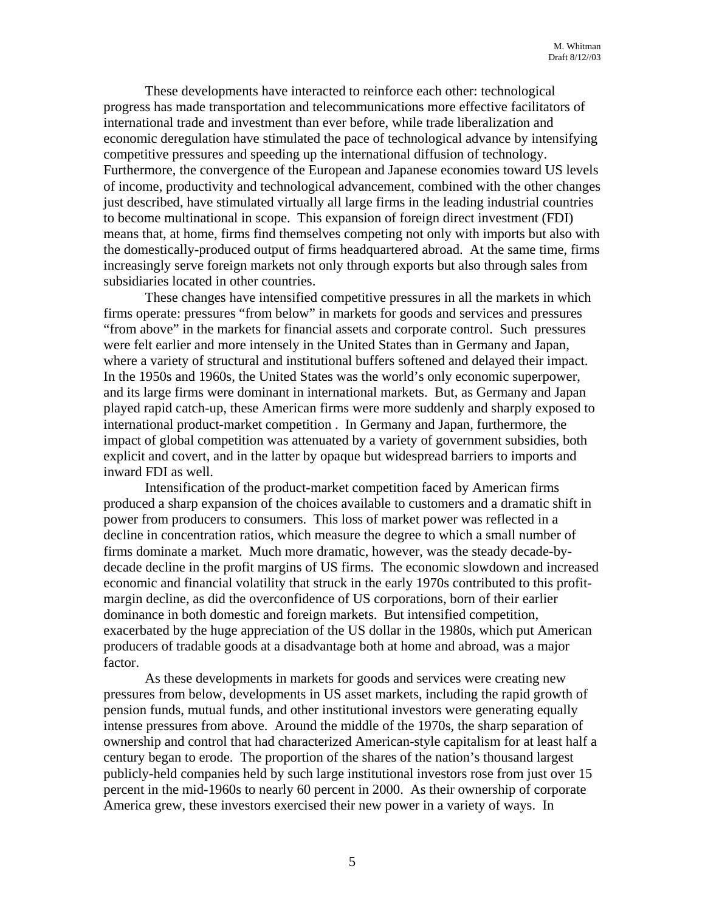These developments have interacted to reinforce each other: technological progress has made transportation and telecommunications more effective facilitators of international trade and investment than ever before, while trade liberalization and economic deregulation have stimulated the pace of technological advance by intensifying competitive pressures and speeding up the international diffusion of technology. Furthermore, the convergence of the European and Japanese economies toward US levels of income, productivity and technological advancement, combined with the other changes just described, have stimulated virtually all large firms in the leading industrial countries to become multinational in scope. This expansion of foreign direct investment (FDI) means that, at home, firms find themselves competing not only with imports but also with the domestically-produced output of firms headquartered abroad. At the same time, firms increasingly serve foreign markets not only through exports but also through sales from subsidiaries located in other countries.

These changes have intensified competitive pressures in all the markets in which firms operate: pressures "from below" in markets for goods and services and pressures "from above" in the markets for financial assets and corporate control. Such pressures were felt earlier and more intensely in the United States than in Germany and Japan, where a variety of structural and institutional buffers softened and delayed their impact. In the 1950s and 1960s, the United States was the world's only economic superpower, and its large firms were dominant in international markets. But, as Germany and Japan played rapid catch-up, these American firms were more suddenly and sharply exposed to international product-market competition . In Germany and Japan, furthermore, the impact of global competition was attenuated by a variety of government subsidies, both explicit and covert, and in the latter by opaque but widespread barriers to imports and inward FDI as well.

Intensification of the product-market competition faced by American firms produced a sharp expansion of the choices available to customers and a dramatic shift in power from producers to consumers. This loss of market power was reflected in a decline in concentration ratios, which measure the degree to which a small number of firms dominate a market. Much more dramatic, however, was the steady decade-by-decade decline in the profit margins of US firms. The economic slowdown and increased economic and financial volatility that struck in the early 1970s contributed to this profit-margin decline, as did the overconfidence of US corporations, born of their earlier dominance in both domestic and foreign markets. But intensified competition, exacerbated by the huge appreciation of the US dollar in the 1980s, which put American producers of tradable goods at a disadvantage both at home and abroad, was a major factor.

As these developments in markets for goods and services were creating new pressures from below, developments in US asset markets, including the rapid growth of pension funds, mutual funds, and other institutional investors were generating equally intense pressures from above. Around the middle of the 1970s, the sharp separation of ownership and control that had characterized American-style capitalism for at least half a century began to erode. The proportion of the shares of the nation's thousand largest publicly-held companies held by such large institutional investors rose from just over 15 percent in the mid-1960s to nearly 60 percent in 2000. As their ownership of corporate America grew, these investors exercised their new power in a variety of ways. In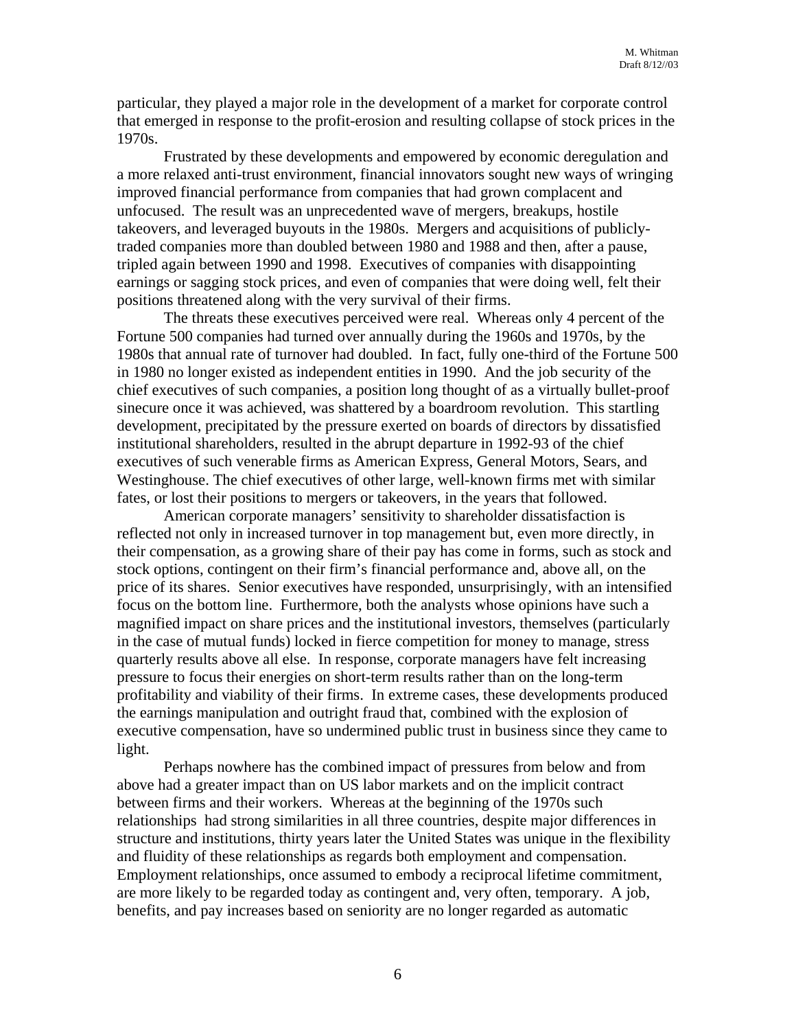particular, they played a major role in the development of a market for corporate control that emerged in response to the profit-erosion and resulting collapse of stock prices in the 1970s.

Frustrated by these developments and empowered by economic deregulation and a more relaxed anti-trust environment, financial innovators sought new ways of wringing improved financial performance from companies that had grown complacent and unfocused. The result was an unprecedented wave of mergers, breakups, hostile takeovers, and leveraged buyouts in the 1980s. Mergers and acquisitions of publicly-traded companies more than doubled between 1980 and 1988 and then, after a pause, tripled again between 1990 and 1998. Executives of companies with disappointing earnings or sagging stock prices, and even of companies that were doing well, felt their positions threatened along with the very survival of their firms.

The threats these executives perceived were real. Whereas only 4 percent of the Fortune 500 companies had turned over annually during the 1960s and 1970s, by the 1980s that annual rate of turnover had doubled. In fact, fully one-third of the Fortune 500 in 1980 no longer existed as independent entities in 1990. And the job security of the chief executives of such companies, a position long thought of as a virtually bullet-proof sinecure once it was achieved, was shattered by a boardroom revolution. This startling development, precipitated by the pressure exerted on boards of directors by dissatisfied institutional shareholders, resulted in the abrupt departure in 1992-93 of the chief executives of such venerable firms as American Express, General Motors, Sears, and Westinghouse. The chief executives of other large, well-known firms met with similar fates, or lost their positions to mergers or takeovers, in the years that followed.

American corporate managers' sensitivity to shareholder dissatisfaction is reflected not only in increased turnover in top management but, even more directly, in their compensation, as a growing share of their pay has come in forms, such as stock and stock options, contingent on their firm's financial performance and, above all, on the price of its shares. Senior executives have responded, unsurprisingly, with an intensified focus on the bottom line. Furthermore, both the analysts whose opinions have such a magnified impact on share prices and the institutional investors, themselves (particularly in the case of mutual funds) locked in fierce competition for money to manage, stress quarterly results above all else. In response, corporate managers have felt increasing pressure to focus their energies on short-term results rather than on the long-term profitability and viability of their firms. In extreme cases, these developments produced the earnings manipulation and outright fraud that, combined with the explosion of executive compensation, have so undermined public trust in business since they came to light.

Perhaps nowhere has the combined impact of pressures from below and from above had a greater impact than on US labor markets and on the implicit contract between firms and their workers. Whereas at the beginning of the 1970s such relationships had strong similarities in all three countries, despite major differences in structure and institutions, thirty years later the United States was unique in the flexibility and fluidity of these relationships as regards both employment and compensation. Employment relationships, once assumed to embody a reciprocal lifetime commitment, are more likely to be regarded today as contingent and, very often, temporary. A job, benefits, and pay increases based on seniority are no longer regarded as automatic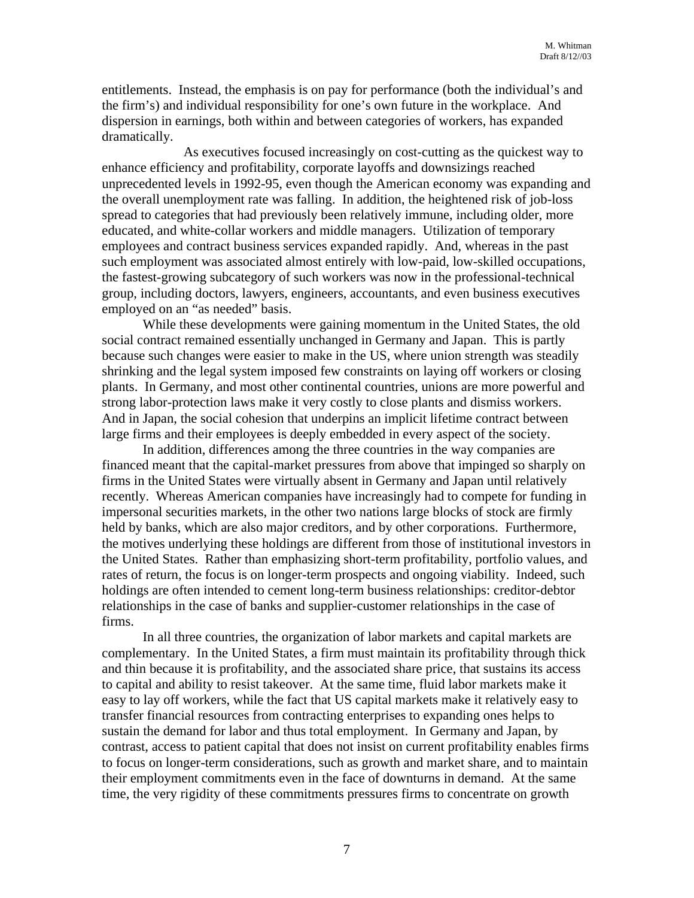entitlements. Instead, the emphasis is on pay for performance (both the individual's and the firm's) and individual responsibility for one's own future in the workplace. And dispersion in earnings, both within and between categories of workers, has expanded dramatically.

As executives focused increasingly on cost-cutting as the quickest way to enhance efficiency and profitability, corporate layoffs and downsizings reached unprecedented levels in 1992-95, even though the American economy was expanding and the overall unemployment rate was falling. In addition, the heightened risk of job-loss spread to categories that had previously been relatively immune, including older, more educated, and white-collar workers and middle managers. Utilization of temporary employees and contract business services expanded rapidly. And, whereas in the past such employment was associated almost entirely with low-paid, low-skilled occupations, the fastest-growing subcategory of such workers was now in the professional-technical group, including doctors, lawyers, engineers, accountants, and even business executives employed on an "as needed" basis.

While these developments were gaining momentum in the United States, the old social contract remained essentially unchanged in Germany and Japan. This is partly because such changes were easier to make in the US, where union strength was steadily shrinking and the legal system imposed few constraints on laying off workers or closing plants. In Germany, and most other continental countries, unions are more powerful and strong labor-protection laws make it very costly to close plants and dismiss workers. And in Japan, the social cohesion that underpins an implicit lifetime contract between large firms and their employees is deeply embedded in every aspect of the society.

In addition, differences among the three countries in the way companies are financed meant that the capital-market pressures from above that impinged so sharply on firms in the United States were virtually absent in Germany and Japan until relatively recently. Whereas American companies have increasingly had to compete for funding in impersonal securities markets, in the other two nations large blocks of stock are firmly held by banks, which are also major creditors, and by other corporations. Furthermore, the motives underlying these holdings are different from those of institutional investors in the United States. Rather than emphasizing short-term profitability, portfolio values, and rates of return, the focus is on longer-term prospects and ongoing viability. Indeed, such holdings are often intended to cement long-term business relationships: creditor-debtor relationships in the case of banks and supplier-customer relationships in the case of firms.

In all three countries, the organization of labor markets and capital markets are complementary. In the United States, a firm must maintain its profitability through thick and thin because it is profitability, and the associated share price, that sustains its access to capital and ability to resist takeover. At the same time, fluid labor markets make it easy to lay off workers, while the fact that US capital markets make it relatively easy to transfer financial resources from contracting enterprises to expanding ones helps to sustain the demand for labor and thus total employment. In Germany and Japan, by contrast, access to patient capital that does not insist on current profitability enables firms to focus on longer-term considerations, such as growth and market share, and to maintain their employment commitments even in the face of downturns in demand. At the same time, the very rigidity of these commitments pressures firms to concentrate on growth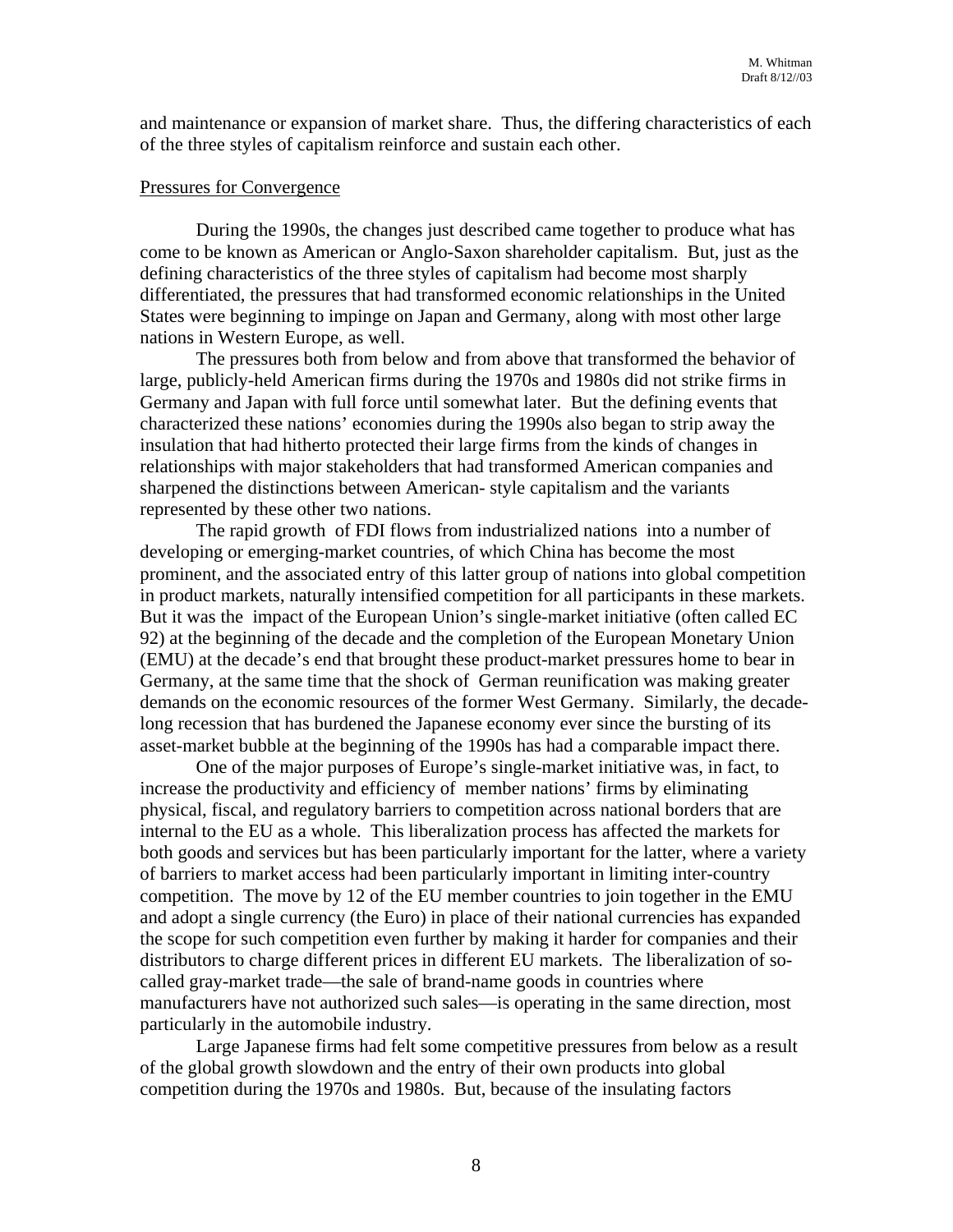and maintenance or expansion of market share. Thus, the differing characteristics of each of the three styles of capitalism reinforce and sustain each other.

## Pressures for Convergence

During the 1990s, the changes just described came together to produce what has come to be known as American or Anglo-Saxon shareholder capitalism. But, just as the defining characteristics of the three styles of capitalism had become most sharply differentiated, the pressures that had transformed economic relationships in the United States were beginning to impinge on Japan and Germany, along with most other large nations in Western Europe, as well.

The pressures both from below and from above that transformed the behavior of large, publicly-held American firms during the 1970s and 1980s did not strike firms in Germany and Japan with full force until somewhat later. But the defining events that characterized these nations' economies during the 1990s also began to strip away the insulation that had hitherto protected their large firms from the kinds of changes in relationships with major stakeholders that had transformed American companies and sharpened the distinctions between American- style capitalism and the variants represented by these other two nations.

The rapid growth of FDI flows from industrialized nations into a number of developing or emerging-market countries, of which China has become the most prominent, and the associated entry of this latter group of nations into global competition in product markets, naturally intensified competition for all participants in these markets. But it was the impact of the European Union's single-market initiative (often called EC 92) at the beginning of the decade and the completion of the European Monetary Union (EMU) at the decade's end that brought these product-market pressures home to bear in Germany, at the same time that the shock of German reunification was making greater demands on the economic resources of the former West Germany. Similarly, the decade-long recession that has burdened the Japanese economy ever since the bursting of its asset-market bubble at the beginning of the 1990s has had a comparable impact there.

One of the major purposes of Europe's single-market initiative was, in fact, to increase the productivity and efficiency of member nations' firms by eliminating physical, fiscal, and regulatory barriers to competition across national borders that are internal to the EU as a whole. This liberalization process has affected the markets for both goods and services but has been particularly important for the latter, where a variety of barriers to market access had been particularly important in limiting inter-country competition. The move by 12 of the EU member countries to join together in the EMU and adopt a single currency (the Euro) in place of their national currencies has expanded the scope for such competition even further by making it harder for companies and their distributors to charge different prices in different EU markets. The liberalization of so-called gray-market trade—the sale of brand-name goods in countries where manufacturers have not authorized such sales—is operating in the same direction, most particularly in the automobile industry.

Large Japanese firms had felt some competitive pressures from below as a result of the global growth slowdown and the entry of their own products into global competition during the 1970s and 1980s. But, because of the insulating factors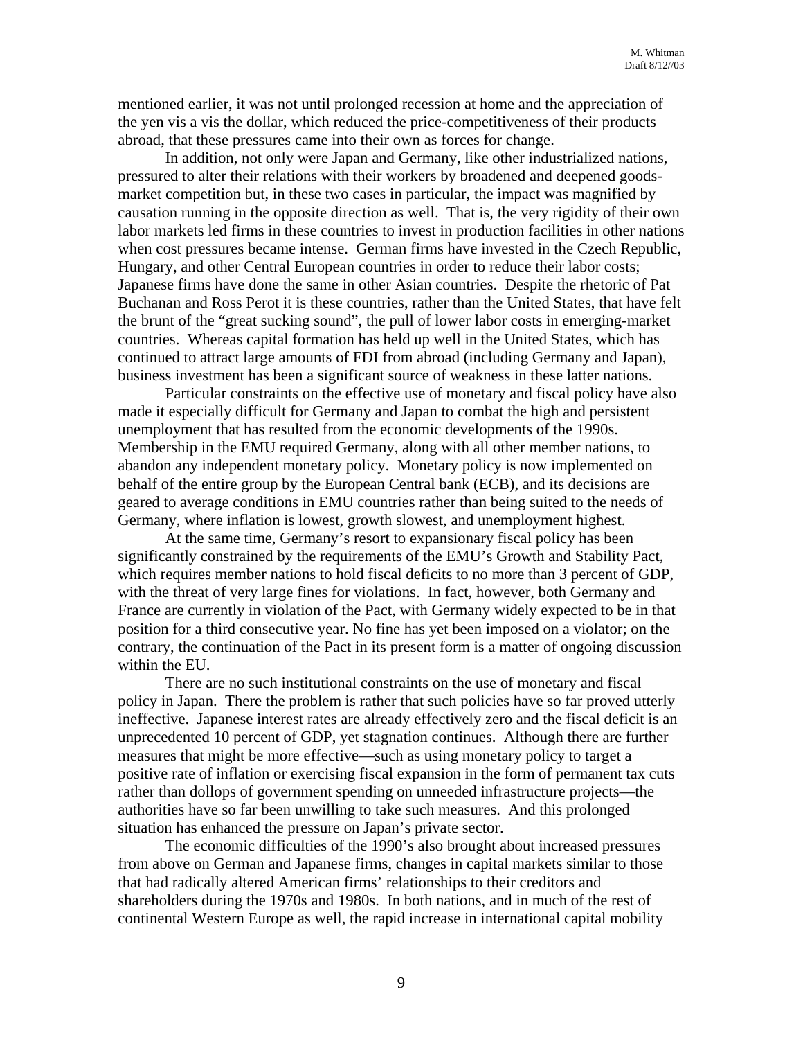mentioned earlier, it was not until prolonged recession at home and the appreciation of the yen vis a vis the dollar, which reduced the price-competitiveness of their products abroad, that these pressures came into their own as forces for change.

In addition, not only were Japan and Germany, like other industrialized nations, pressured to alter their relations with their workers by broadened and deepened goods-market competition but, in these two cases in particular, the impact was magnified by causation running in the opposite direction as well. That is, the very rigidity of their own labor markets led firms in these countries to invest in production facilities in other nations when cost pressures became intense. German firms have invested in the Czech Republic, Hungary, and other Central European countries in order to reduce their labor costs; Japanese firms have done the same in other Asian countries. Despite the rhetoric of Pat Buchanan and Ross Perot it is these countries, rather than the United States, that have felt the brunt of the "great sucking sound", the pull of lower labor costs in emerging-market countries. Whereas capital formation has held up well in the United States, which has continued to attract large amounts of FDI from abroad (including Germany and Japan), business investment has been a significant source of weakness in these latter nations.

Particular constraints on the effective use of monetary and fiscal policy have also made it especially difficult for Germany and Japan to combat the high and persistent unemployment that has resulted from the economic developments of the 1990s. Membership in the EMU required Germany, along with all other member nations, to abandon any independent monetary policy. Monetary policy is now implemented on behalf of the entire group by the European Central bank (ECB), and its decisions are geared to average conditions in EMU countries rather than being suited to the needs of Germany, where inflation is lowest, growth slowest, and unemployment highest.

At the same time, Germany's resort to expansionary fiscal policy has been significantly constrained by the requirements of the EMU's Growth and Stability Pact, which requires member nations to hold fiscal deficits to no more than 3 percent of GDP, with the threat of very large fines for violations. In fact, however, both Germany and France are currently in violation of the Pact, with Germany widely expected to be in that position for a third consecutive year. No fine has yet been imposed on a violator; on the contrary, the continuation of the Pact in its present form is a matter of ongoing discussion within the EU.

There are no such institutional constraints on the use of monetary and fiscal policy in Japan. There the problem is rather that such policies have so far proved utterly ineffective. Japanese interest rates are already effectively zero and the fiscal deficit is an unprecedented 10 percent of GDP, yet stagnation continues. Although there are further measures that might be more effective—such as using monetary policy to target a positive rate of inflation or exercising fiscal expansion in the form of permanent tax cuts rather than dollops of government spending on unneeded infrastructure projects—the authorities have so far been unwilling to take such measures. And this prolonged situation has enhanced the pressure on Japan's private sector.

The economic difficulties of the 1990's also brought about increased pressures from above on German and Japanese firms, changes in capital markets similar to those that had radically altered American firms' relationships to their creditors and shareholders during the 1970s and 1980s. In both nations, and in much of the rest of continental Western Europe as well, the rapid increase in international capital mobility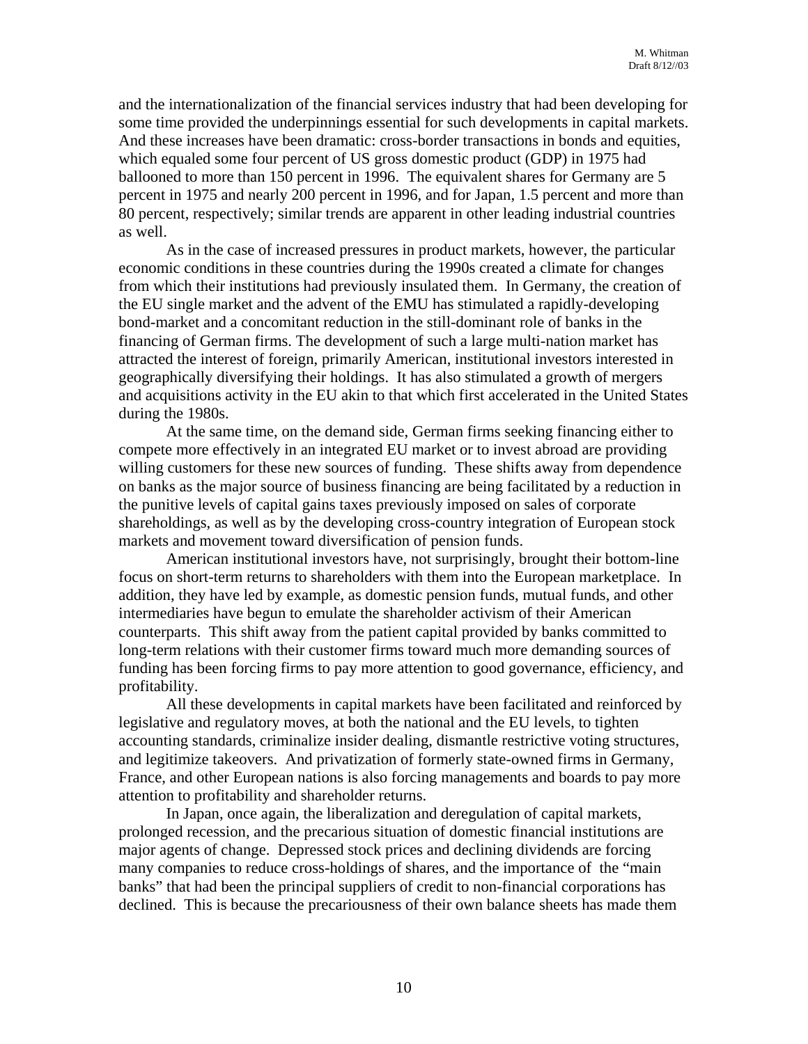and the internationalization of the financial services industry that had been developing for some time provided the underpinnings essential for such developments in capital markets. And these increases have been dramatic: cross-border transactions in bonds and equities, which equaled some four percent of US gross domestic product (GDP) in 1975 had ballooned to more than 150 percent in 1996. The equivalent shares for Germany are 5 percent in 1975 and nearly 200 percent in 1996, and for Japan, 1.5 percent and more than 80 percent, respectively; similar trends are apparent in other leading industrial countries as well.

As in the case of increased pressures in product markets, however, the particular economic conditions in these countries during the 1990s created a climate for changes from which their institutions had previously insulated them. In Germany, the creation of the EU single market and the advent of the EMU has stimulated a rapidly-developing bond-market and a concomitant reduction in the still-dominant role of banks in the financing of German firms. The development of such a large multi-nation market has attracted the interest of foreign, primarily American, institutional investors interested in geographically diversifying their holdings. It has also stimulated a growth of mergers and acquisitions activity in the EU akin to that which first accelerated in the United States during the 1980s.

At the same time, on the demand side, German firms seeking financing either to compete more effectively in an integrated EU market or to invest abroad are providing willing customers for these new sources of funding. These shifts away from dependence on banks as the major source of business financing are being facilitated by a reduction in the punitive levels of capital gains taxes previously imposed on sales of corporate shareholdings, as well as by the developing cross-country integration of European stock markets and movement toward diversification of pension funds.

American institutional investors have, not surprisingly, brought their bottom-line focus on short-term returns to shareholders with them into the European marketplace. In addition, they have led by example, as domestic pension funds, mutual funds, and other intermediaries have begun to emulate the shareholder activism of their American counterparts. This shift away from the patient capital provided by banks committed to long-term relations with their customer firms toward much more demanding sources of funding has been forcing firms to pay more attention to good governance, efficiency, and profitability.

All these developments in capital markets have been facilitated and reinforced by legislative and regulatory moves, at both the national and the EU levels, to tighten accounting standards, criminalize insider dealing, dismantle restrictive voting structures, and legitimize takeovers. And privatization of formerly state-owned firms in Germany, France, and other European nations is also forcing managements and boards to pay more attention to profitability and shareholder returns.

In Japan, once again, the liberalization and deregulation of capital markets, prolonged recession, and the precarious situation of domestic financial institutions are major agents of change. Depressed stock prices and declining dividends are forcing many companies to reduce cross-holdings of shares, and the importance of the "main banks" that had been the principal suppliers of credit to non-financial corporations has declined. This is because the precariousness of their own balance sheets has made them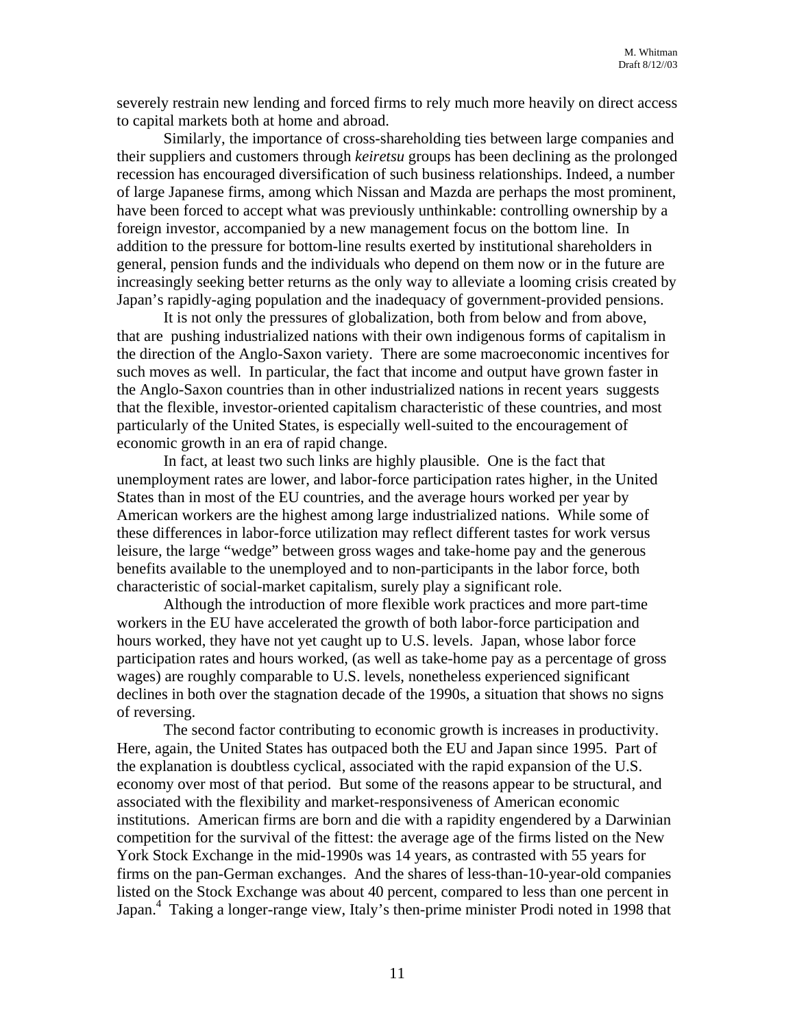severely restrain new lending and forced firms to rely much more heavily on direct access to capital markets both at home and abroad.

Similarly, the importance of cross-shareholding ties between large companies and their suppliers and customers through *keiretsu* groups has been declining as the prolonged recession has encouraged diversification of such business relationships. Indeed, a number of large Japanese firms, among which Nissan and Mazda are perhaps the most prominent, have been forced to accept what was previously unthinkable: controlling ownership by a foreign investor, accompanied by a new management focus on the bottom line. In addition to the pressure for bottom-line results exerted by institutional shareholders in general, pension funds and the individuals who depend on them now or in the future are increasingly seeking better returns as the only way to alleviate a looming crisis created by Japan's rapidly-aging population and the inadequacy of government-provided pensions.

It is not only the pressures of globalization, both from below and from above, that are pushing industrialized nations with their own indigenous forms of capitalism in the direction of the Anglo-Saxon variety. There are some macroeconomic incentives for such moves as well. In particular, the fact that income and output have grown faster in the Anglo-Saxon countries than in other industrialized nations in recent years suggests that the flexible, investor-oriented capitalism characteristic of these countries, and most particularly of the United States, is especially well-suited to the encouragement of economic growth in an era of rapid change.

In fact, at least two such links are highly plausible. One is the fact that unemployment rates are lower, and labor-force participation rates higher, in the United States than in most of the EU countries, and the average hours worked per year by American workers are the highest among large industrialized nations. While some of these differences in labor-force utilization may reflect different tastes for work versus leisure, the large "wedge" between gross wages and take-home pay and the generous benefits available to the unemployed and to non-participants in the labor force, both characteristic of social-market capitalism, surely play a significant role.

Although the introduction of more flexible work practices and more part-time workers in the EU have accelerated the growth of both labor-force participation and hours worked, they have not yet caught up to U.S. levels. Japan, whose labor force participation rates and hours worked, (as well as take-home pay as a percentage of gross wages) are roughly comparable to U.S. levels, nonetheless experienced significant declines in both over the stagnation decade of the 1990s, a situation that shows no signs of reversing.

The second factor contributing to economic growth is increases in productivity. Here, again, the United States has outpaced both the EU and Japan since 1995. Part of the explanation is doubtless cyclical, associated with the rapid expansion of the U.S. economy over most of that period. But some of the reasons appear to be structural, and associated with the flexibility and market-responsiveness of American economic institutions. American firms are born and die with a rapidity engendered by a Darwinian competition for the survival of the fittest: the average age of the firms listed on the New York Stock Exchange in the mid-1990s was 14 years, as contrasted with 55 years for firms on the pan-German exchanges. And the shares of less-than-10-year-old companies listed on the Stock Exchange was about 40 percent, compared to less than one percent in Japan.[4] Taking a longer-range view, Italy's then-prime minister Prodi noted in 1998 that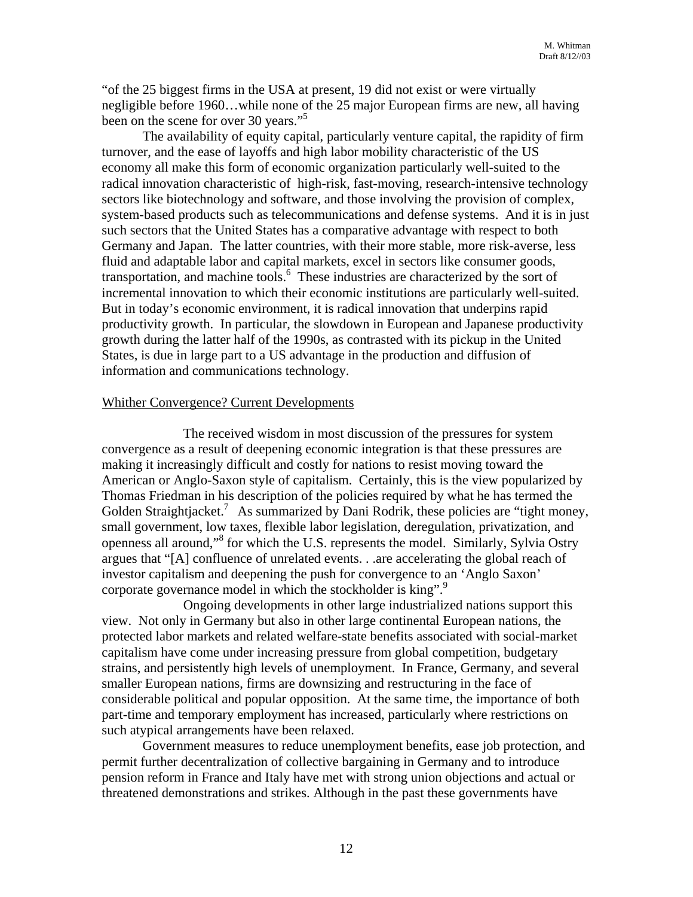"of the 25 biggest firms in the USA at present, 19 did not exist or were virtually negligible before 1960…while none of the 25 major European firms are new, all having been on the scene for over 30 years."[5]

The availability of equity capital, particularly venture capital, the rapidity of firm turnover, and the ease of layoffs and high labor mobility characteristic of the US economy all make this form of economic organization particularly well-suited to the radical innovation characteristic of high-risk, fast-moving, research-intensive technology sectors like biotechnology and software, and those involving the provision of complex, system-based products such as telecommunications and defense systems. And it is in just such sectors that the United States has a comparative advantage with respect to both Germany and Japan. The latter countries, with their more stable, more risk-averse, less fluid and adaptable labor and capital markets, excel in sectors like consumer goods, transportation, and machine tools.[6] These industries are characterized by the sort of incremental innovation to which their economic institutions are particularly well-suited. But in today's economic environment, it is radical innovation that underpins rapid productivity growth. In particular, the slowdown in European and Japanese productivity growth during the latter half of the 1990s, as contrasted with its pickup in the United States, is due in large part to a US advantage in the production and diffusion of information and communications technology.

<u>Whither Convergence? Current Developments</u>

The received wisdom in most discussion of the pressures for system convergence as a result of deepening economic integration is that these pressures are making it increasingly difficult and costly for nations to resist moving toward the American or Anglo-Saxon style of capitalism. Certainly, this is the view popularized by Thomas Friedman in his description of the policies required by what he has termed the Golden Straightjacket.[7] As summarized by Dani Rodrik, these policies are "tight money, small government, low taxes, flexible labor legislation, deregulation, privatization, and openness all around,"[8] for which the U.S. represents the model. Similarly, Sylvia Ostry argues that "[A] confluence of unrelated events. . .are accelerating the global reach of investor capitalism and deepening the push for convergence to an 'Anglo Saxon' corporate governance model in which the stockholder is king".[9]

Ongoing developments in other large industrialized nations support this view. Not only in Germany but also in other large continental European nations, the protected labor markets and related welfare-state benefits associated with social-market capitalism have come under increasing pressure from global competition, budgetary strains, and persistently high levels of unemployment. In France, Germany, and several smaller European nations, firms are downsizing and restructuring in the face of considerable political and popular opposition. At the same time, the importance of both part-time and temporary employment has increased, particularly where restrictions on such atypical arrangements have been relaxed.

Government measures to reduce unemployment benefits, ease job protection, and permit further decentralization of collective bargaining in Germany and to introduce pension reform in France and Italy have met with strong union objections and actual or threatened demonstrations and strikes. Although in the past these governments have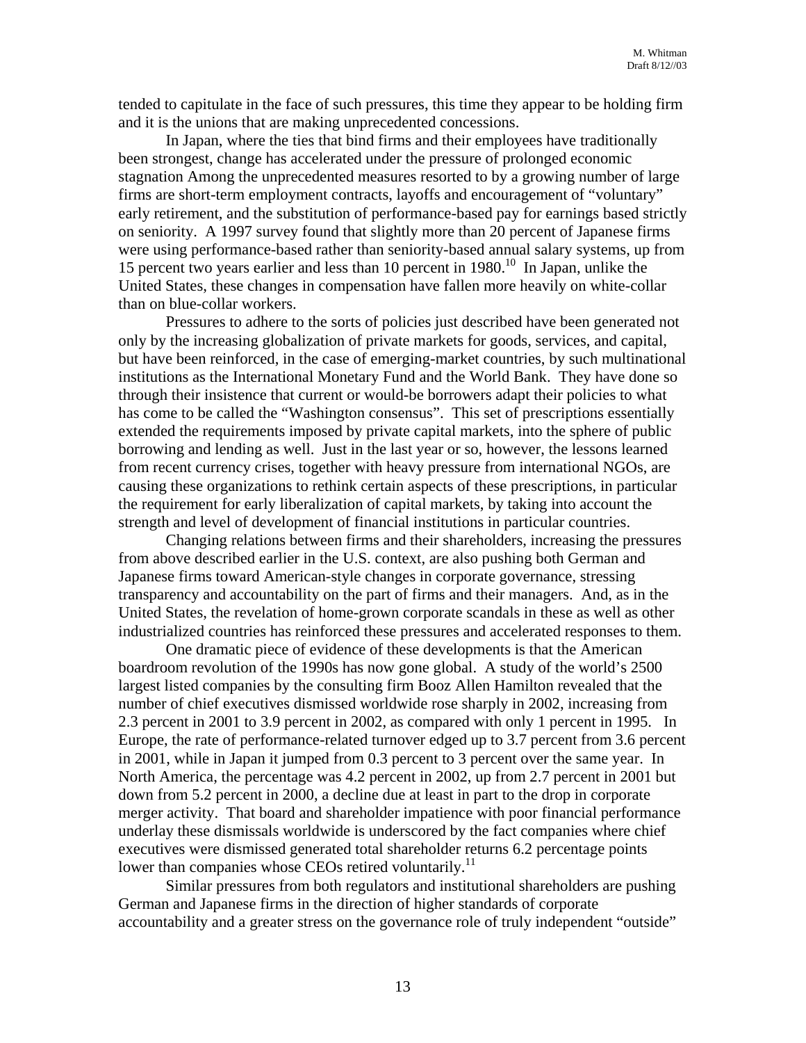tended to capitulate in the face of such pressures, this time they appear to be holding firm and it is the unions that are making unprecedented concessions.

In Japan, where the ties that bind firms and their employees have traditionally been strongest, change has accelerated under the pressure of prolonged economic stagnation Among the unprecedented measures resorted to by a growing number of large firms are short-term employment contracts, layoffs and encouragement of "voluntary" early retirement, and the substitution of performance-based pay for earnings based strictly on seniority. A 1997 survey found that slightly more than 20 percent of Japanese firms were using performance-based rather than seniority-based annual salary systems, up from 15 percent two years earlier and less than 10 percent in 1980.[10] In Japan, unlike the United States, these changes in compensation have fallen more heavily on white-collar than on blue-collar workers.

Pressures to adhere to the sorts of policies just described have been generated not only by the increasing globalization of private markets for goods, services, and capital, but have been reinforced, in the case of emerging-market countries, by such multinational institutions as the International Monetary Fund and the World Bank. They have done so through their insistence that current or would-be borrowers adapt their policies to what has come to be called the "Washington consensus". This set of prescriptions essentially extended the requirements imposed by private capital markets, into the sphere of public borrowing and lending as well. Just in the last year or so, however, the lessons learned from recent currency crises, together with heavy pressure from international NGOs, are causing these organizations to rethink certain aspects of these prescriptions, in particular the requirement for early liberalization of capital markets, by taking into account the strength and level of development of financial institutions in particular countries.

Changing relations between firms and their shareholders, increasing the pressures from above described earlier in the U.S. context, are also pushing both German and Japanese firms toward American-style changes in corporate governance, stressing transparency and accountability on the part of firms and their managers. And, as in the United States, the revelation of home-grown corporate scandals in these as well as other industrialized countries has reinforced these pressures and accelerated responses to them.

One dramatic piece of evidence of these developments is that the American boardroom revolution of the 1990s has now gone global. A study of the world's 2500 largest listed companies by the consulting firm Booz Allen Hamilton revealed that the number of chief executives dismissed worldwide rose sharply in 2002, increasing from 2.3 percent in 2001 to 3.9 percent in 2002, as compared with only 1 percent in 1995. In Europe, the rate of performance-related turnover edged up to 3.7 percent from 3.6 percent in 2001, while in Japan it jumped from 0.3 percent to 3 percent over the same year. In North America, the percentage was 4.2 percent in 2002, up from 2.7 percent in 2001 but down from 5.2 percent in 2000, a decline due at least in part to the drop in corporate merger activity. That board and shareholder impatience with poor financial performance underlay these dismissals worldwide is underscored by the fact companies where chief executives were dismissed generated total shareholder returns 6.2 percentage points lower than companies whose CEOs retired voluntarily.[11]

Similar pressures from both regulators and institutional shareholders are pushing German and Japanese firms in the direction of higher standards of corporate accountability and a greater stress on the governance role of truly independent "outside"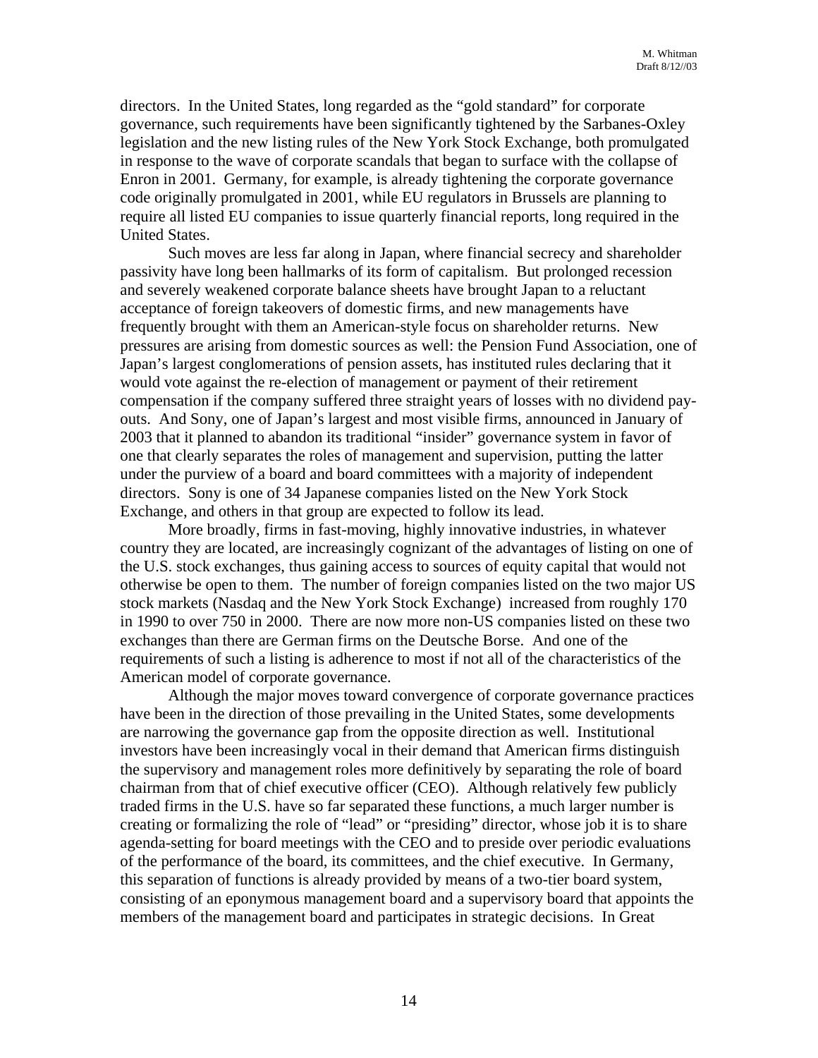directors. In the United States, long regarded as the "gold standard" for corporate governance, such requirements have been significantly tightened by the Sarbanes-Oxley legislation and the new listing rules of the New York Stock Exchange, both promulgated in response to the wave of corporate scandals that began to surface with the collapse of Enron in 2001. Germany, for example, is already tightening the corporate governance code originally promulgated in 2001, while EU regulators in Brussels are planning to require all listed EU companies to issue quarterly financial reports, long required in the United States.

Such moves are less far along in Japan, where financial secrecy and shareholder passivity have long been hallmarks of its form of capitalism. But prolonged recession and severely weakened corporate balance sheets have brought Japan to a reluctant acceptance of foreign takeovers of domestic firms, and new managements have frequently brought with them an American-style focus on shareholder returns. New pressures are arising from domestic sources as well: the Pension Fund Association, one of Japan's largest conglomerations of pension assets, has instituted rules declaring that it would vote against the re-election of management or payment of their retirement compensation if the company suffered three straight years of losses with no dividend pay-outs. And Sony, one of Japan's largest and most visible firms, announced in January of 2003 that it planned to abandon its traditional "insider" governance system in favor of one that clearly separates the roles of management and supervision, putting the latter under the purview of a board and board committees with a majority of independent directors. Sony is one of 34 Japanese companies listed on the New York Stock Exchange, and others in that group are expected to follow its lead.

More broadly, firms in fast-moving, highly innovative industries, in whatever country they are located, are increasingly cognizant of the advantages of listing on one of the U.S. stock exchanges, thus gaining access to sources of equity capital that would not otherwise be open to them. The number of foreign companies listed on the two major US stock markets (Nasdaq and the New York Stock Exchange) increased from roughly 170 in 1990 to over 750 in 2000. There are now more non-US companies listed on these two exchanges than there are German firms on the Deutsche Borse. And one of the requirements of such a listing is adherence to most if not all of the characteristics of the American model of corporate governance.

Although the major moves toward convergence of corporate governance practices have been in the direction of those prevailing in the United States, some developments are narrowing the governance gap from the opposite direction as well. Institutional investors have been increasingly vocal in their demand that American firms distinguish the supervisory and management roles more definitively by separating the role of board chairman from that of chief executive officer (CEO). Although relatively few publicly traded firms in the U.S. have so far separated these functions, a much larger number is creating or formalizing the role of "lead" or "presiding" director, whose job it is to share agenda-setting for board meetings with the CEO and to preside over periodic evaluations of the performance of the board, its committees, and the chief executive. In Germany, this separation of functions is already provided by means of a two-tier board system, consisting of an eponymous management board and a supervisory board that appoints the members of the management board and participates in strategic decisions. In Great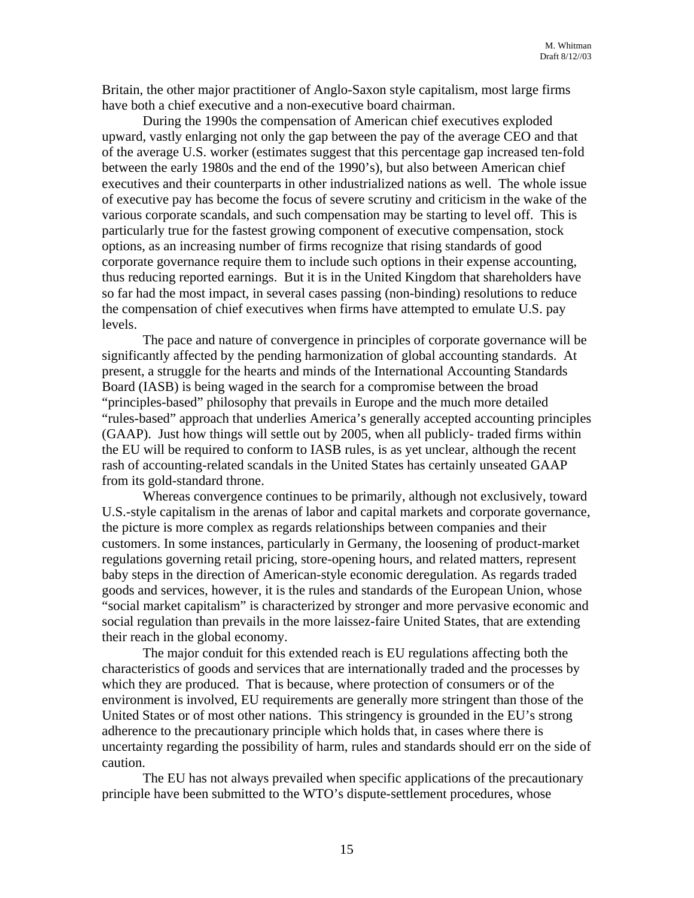Britain, the other major practitioner of Anglo-Saxon style capitalism, most large firms have both a chief executive and a non-executive board chairman.

During the 1990s the compensation of American chief executives exploded upward, vastly enlarging not only the gap between the pay of the average CEO and that of the average U.S. worker (estimates suggest that this percentage gap increased ten-fold between the early 1980s and the end of the 1990's), but also between American chief executives and their counterparts in other industrialized nations as well. The whole issue of executive pay has become the focus of severe scrutiny and criticism in the wake of the various corporate scandals, and such compensation may be starting to level off. This is particularly true for the fastest growing component of executive compensation, stock options, as an increasing number of firms recognize that rising standards of good corporate governance require them to include such options in their expense accounting, thus reducing reported earnings. But it is in the United Kingdom that shareholders have so far had the most impact, in several cases passing (non-binding) resolutions to reduce the compensation of chief executives when firms have attempted to emulate U.S. pay levels.

The pace and nature of convergence in principles of corporate governance will be significantly affected by the pending harmonization of global accounting standards. At present, a struggle for the hearts and minds of the International Accounting Standards Board (IASB) is being waged in the search for a compromise between the broad "principles-based" philosophy that prevails in Europe and the much more detailed "rules-based" approach that underlies America's generally accepted accounting principles (GAAP). Just how things will settle out by 2005, when all publicly- traded firms within the EU will be required to conform to IASB rules, is as yet unclear, although the recent rash of accounting-related scandals in the United States has certainly unseated GAAP from its gold-standard throne.

Whereas convergence continues to be primarily, although not exclusively, toward U.S.-style capitalism in the arenas of labor and capital markets and corporate governance, the picture is more complex as regards relationships between companies and their customers. In some instances, particularly in Germany, the loosening of product-market regulations governing retail pricing, store-opening hours, and related matters, represent baby steps in the direction of American-style economic deregulation. As regards traded goods and services, however, it is the rules and standards of the European Union, whose "social market capitalism" is characterized by stronger and more pervasive economic and social regulation than prevails in the more laissez-faire United States, that are extending their reach in the global economy.

The major conduit for this extended reach is EU regulations affecting both the characteristics of goods and services that are internationally traded and the processes by which they are produced. That is because, where protection of consumers or of the environment is involved, EU requirements are generally more stringent than those of the United States or of most other nations. This stringency is grounded in the EU's strong adherence to the precautionary principle which holds that, in cases where there is uncertainty regarding the possibility of harm, rules and standards should err on the side of caution.

The EU has not always prevailed when specific applications of the precautionary principle have been submitted to the WTO's dispute-settlement procedures, whose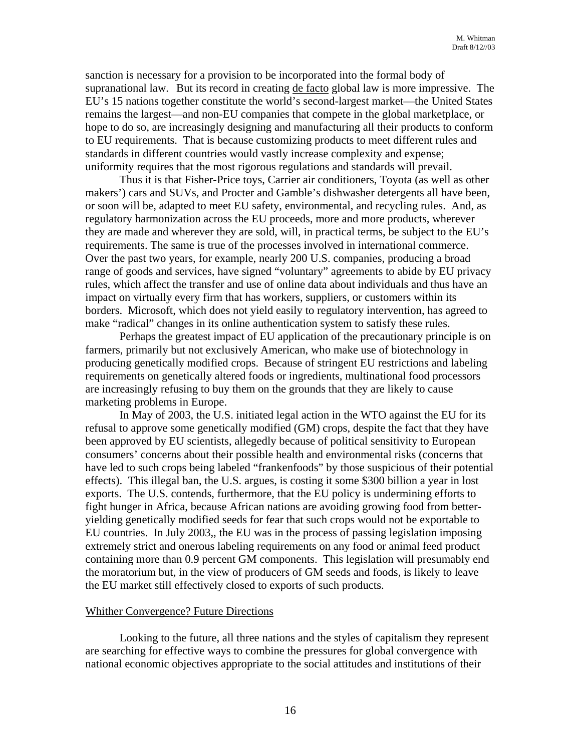sanction is necessary for a provision to be incorporated into the formal body of supranational law. But its record in creating de facto global law is more impressive. The EU's 15 nations together constitute the world's second-largest market—the United States remains the largest—and non-EU companies that compete in the global marketplace, or hope to do so, are increasingly designing and manufacturing all their products to conform to EU requirements. That is because customizing products to meet different rules and standards in different countries would vastly increase complexity and expense; uniformity requires that the most rigorous regulations and standards will prevail.

Thus it is that Fisher-Price toys, Carrier air conditioners, Toyota (as well as other makers') cars and SUVs, and Procter and Gamble's dishwasher detergents all have been, or soon will be, adapted to meet EU safety, environmental, and recycling rules. And, as regulatory harmonization across the EU proceeds, more and more products, wherever they are made and wherever they are sold, will, in practical terms, be subject to the EU's requirements. The same is true of the processes involved in international commerce. Over the past two years, for example, nearly 200 U.S. companies, producing a broad range of goods and services, have signed "voluntary" agreements to abide by EU privacy rules, which affect the transfer and use of online data about individuals and thus have an impact on virtually every firm that has workers, suppliers, or customers within its borders. Microsoft, which does not yield easily to regulatory intervention, has agreed to make "radical" changes in its online authentication system to satisfy these rules.

Perhaps the greatest impact of EU application of the precautionary principle is on farmers, primarily but not exclusively American, who make use of biotechnology in producing genetically modified crops. Because of stringent EU restrictions and labeling requirements on genetically altered foods or ingredients, multinational food processors are increasingly refusing to buy them on the grounds that they are likely to cause marketing problems in Europe.

In May of 2003, the U.S. initiated legal action in the WTO against the EU for its refusal to approve some genetically modified (GM) crops, despite the fact that they have been approved by EU scientists, allegedly because of political sensitivity to European consumers' concerns about their possible health and environmental risks (concerns that have led to such crops being labeled "frankenfoods" by those suspicious of their potential effects). This illegal ban, the U.S. argues, is costing it some $300 billion a year in lost exports. The U.S. contends, furthermore, that the EU policy is undermining efforts to fight hunger in Africa, because African nations are avoiding growing food from better-yielding genetically modified seeds for fear that such crops would not be exportable to EU countries. In July 2003,, the EU was in the process of passing legislation imposing extremely strict and onerous labeling requirements on any food or animal feed product containing more than 0.9 percent GM components. This legislation will presumably end the moratorium but, in the view of producers of GM seeds and foods, is likely to leave the EU market still effectively closed to exports of such products.

## Whither Convergence? Future Directions

Looking to the future, all three nations and the styles of capitalism they represent are searching for effective ways to combine the pressures for global convergence with national economic objectives appropriate to the social attitudes and institutions of their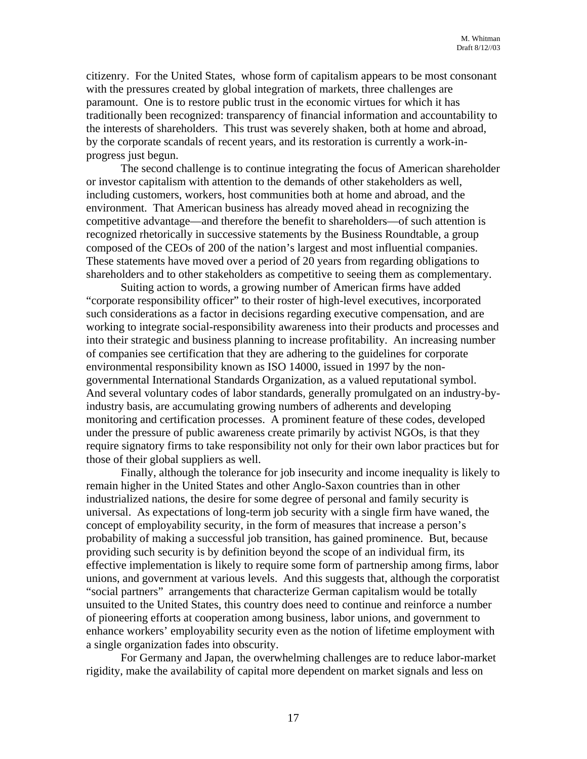citizenry. For the United States, whose form of capitalism appears to be most consonant with the pressures created by global integration of markets, three challenges are paramount. One is to restore public trust in the economic virtues for which it has traditionally been recognized: transparency of financial information and accountability to the interests of shareholders. This trust was severely shaken, both at home and abroad, by the corporate scandals of recent years, and its restoration is currently a work-in-progress just begun.

The second challenge is to continue integrating the focus of American shareholder or investor capitalism with attention to the demands of other stakeholders as well, including customers, workers, host communities both at home and abroad, and the environment. That American business has already moved ahead in recognizing the competitive advantage—and therefore the benefit to shareholders—of such attention is recognized rhetorically in successive statements by the Business Roundtable, a group composed of the CEOs of 200 of the nation's largest and most influential companies. These statements have moved over a period of 20 years from regarding obligations to shareholders and to other stakeholders as competitive to seeing them as complementary.

Suiting action to words, a growing number of American firms have added "corporate responsibility officer" to their roster of high-level executives, incorporated such considerations as a factor in decisions regarding executive compensation, and are working to integrate social-responsibility awareness into their products and processes and into their strategic and business planning to increase profitability. An increasing number of companies see certification that they are adhering to the guidelines for corporate environmental responsibility known as ISO 14000, issued in 1997 by the non-governmental International Standards Organization, as a valued reputational symbol. And several voluntary codes of labor standards, generally promulgated on an industry-by-industry basis, are accumulating growing numbers of adherents and developing monitoring and certification processes. A prominent feature of these codes, developed under the pressure of public awareness create primarily by activist NGOs, is that they require signatory firms to take responsibility not only for their own labor practices but for those of their global suppliers as well.

Finally, although the tolerance for job insecurity and income inequality is likely to remain higher in the United States and other Anglo-Saxon countries than in other industrialized nations, the desire for some degree of personal and family security is universal. As expectations of long-term job security with a single firm have waned, the concept of employability security, in the form of measures that increase a person's probability of making a successful job transition, has gained prominence. But, because providing such security is by definition beyond the scope of an individual firm, its effective implementation is likely to require some form of partnership among firms, labor unions, and government at various levels. And this suggests that, although the corporatist "social partners" arrangements that characterize German capitalism would be totally unsuited to the United States, this country does need to continue and reinforce a number of pioneering efforts at cooperation among business, labor unions, and government to enhance workers' employability security even as the notion of lifetime employment with a single organization fades into obscurity.

For Germany and Japan, the overwhelming challenges are to reduce labor-market rigidity, make the availability of capital more dependent on market signals and less on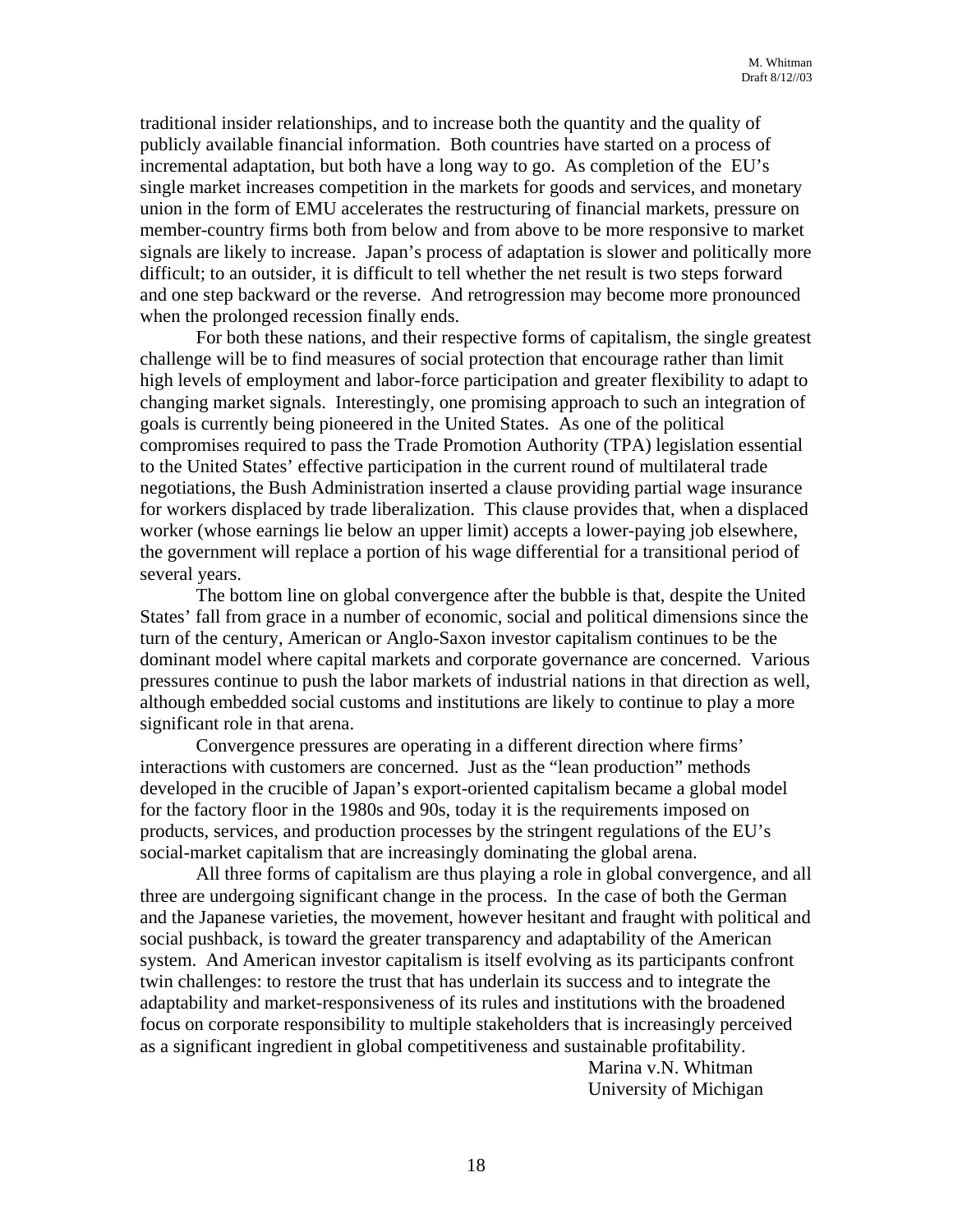traditional insider relationships, and to increase both the quantity and the quality of publicly available financial information. Both countries have started on a process of incremental adaptation, but both have a long way to go. As completion of the EU's single market increases competition in the markets for goods and services, and monetary union in the form of EMU accelerates the restructuring of financial markets, pressure on member-country firms both from below and from above to be more responsive to market signals are likely to increase. Japan's process of adaptation is slower and politically more difficult; to an outsider, it is difficult to tell whether the net result is two steps forward and one step backward or the reverse. And retrogression may become more pronounced when the prolonged recession finally ends.

For both these nations, and their respective forms of capitalism, the single greatest challenge will be to find measures of social protection that encourage rather than limit high levels of employment and labor-force participation and greater flexibility to adapt to changing market signals. Interestingly, one promising approach to such an integration of goals is currently being pioneered in the United States. As one of the political compromises required to pass the Trade Promotion Authority (TPA) legislation essential to the United States' effective participation in the current round of multilateral trade negotiations, the Bush Administration inserted a clause providing partial wage insurance for workers displaced by trade liberalization. This clause provides that, when a displaced worker (whose earnings lie below an upper limit) accepts a lower-paying job elsewhere, the government will replace a portion of his wage differential for a transitional period of several years.

The bottom line on global convergence after the bubble is that, despite the United States' fall from grace in a number of economic, social and political dimensions since the turn of the century, American or Anglo-Saxon investor capitalism continues to be the dominant model where capital markets and corporate governance are concerned. Various pressures continue to push the labor markets of industrial nations in that direction as well, although embedded social customs and institutions are likely to continue to play a more significant role in that arena.

Convergence pressures are operating in a different direction where firms' interactions with customers are concerned. Just as the "lean production" methods developed in the crucible of Japan's export-oriented capitalism became a global model for the factory floor in the 1980s and 90s, today it is the requirements imposed on products, services, and production processes by the stringent regulations of the EU's social-market capitalism that are increasingly dominating the global arena.

All three forms of capitalism are thus playing a role in global convergence, and all three are undergoing significant change in the process. In the case of both the German and the Japanese varieties, the movement, however hesitant and fraught with political and social pushback, is toward the greater transparency and adaptability of the American system. And American investor capitalism is itself evolving as its participants confront twin challenges: to restore the trust that has underlain its success and to integrate the adaptability and market-responsiveness of its rules and institutions with the broadened focus on corporate responsibility to multiple stakeholders that is increasingly perceived as a significant ingredient in global competitiveness and sustainable profitability.

Marina v.N. Whitman
University of Michigan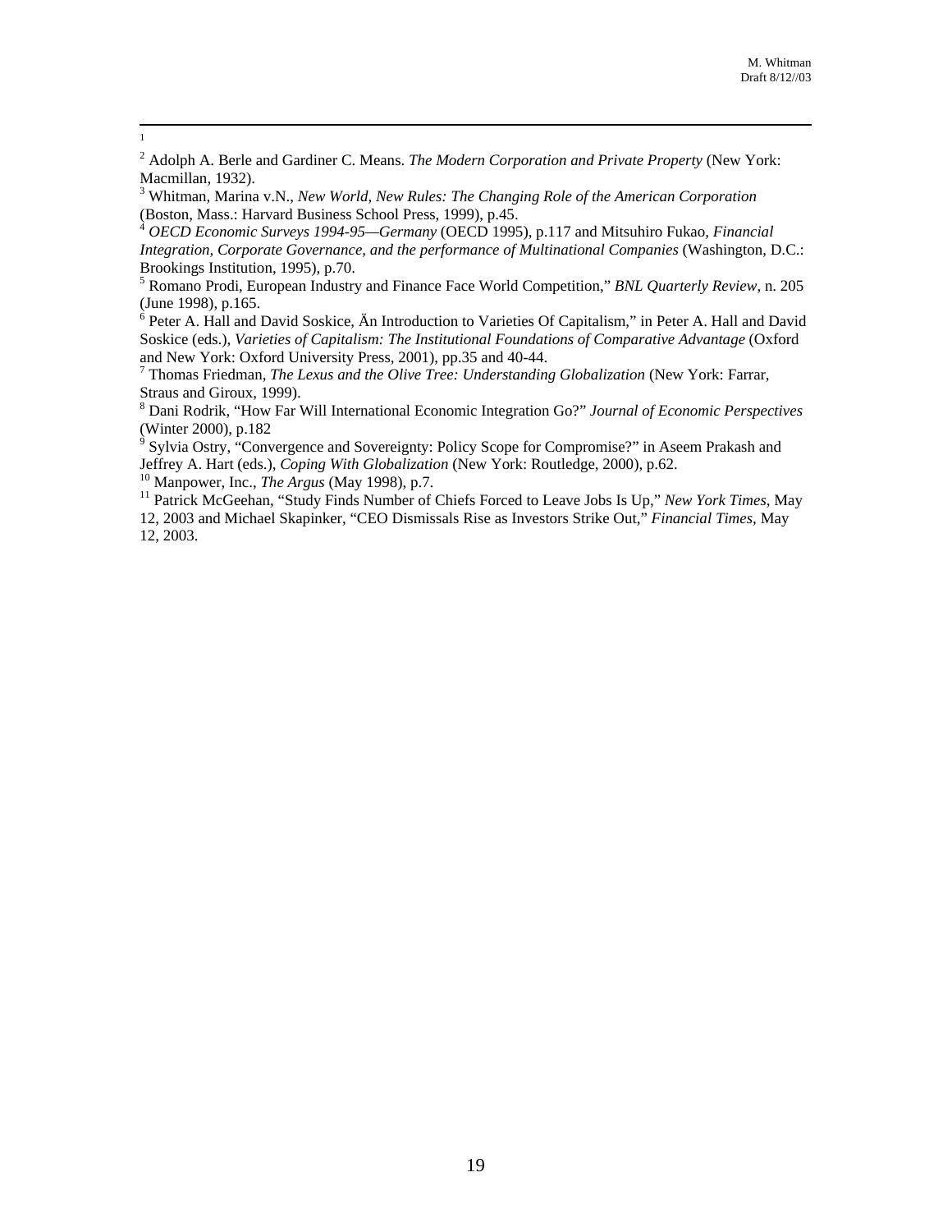[1]

[2] Adolph A. Berle and Gardiner C. Means. *The Modern Corporation and Private Property* (New York: Macmillan, 1932).

[3] Whitman, Marina v.N., *New World, New Rules: The Changing Role of the American Corporation* (Boston, Mass.: Harvard Business School Press, 1999), p.45.

[4] *OECD Economic Surveys 1994-95—Germany* (OECD 1995), p.117 and Mitsuhiro Fukao, *Financial Integration, Corporate Governance, and the performance of Multinational Companies* (Washington, D.C.: Brookings Institution, 1995), p.70.

[5] Romano Prodi, European Industry and Finance Face World Competition," *BNL Quarterly Review*, n. 205 (June 1998), p.165.

[6] Peter A. Hall and David Soskice, Än Introduction to Varieties Of Capitalism," in Peter A. Hall and David Soskice (eds.), *Varieties of Capitalism: The Institutional Foundations of Comparative Advantage* (Oxford and New York: Oxford University Press, 2001), pp.35 and 40-44.

[7] Thomas Friedman, *The Lexus and the Olive Tree: Understanding Globalization* (New York: Farrar, Straus and Giroux, 1999).

[8] Dani Rodrik, "How Far Will International Economic Integration Go?" *Journal of Economic Perspectives* (Winter 2000), p.182

[9] Sylvia Ostry, "Convergence and Sovereignty: Policy Scope for Compromise?" in Aseem Prakash and Jeffrey A. Hart (eds.), *Coping With Globalization* (New York: Routledge, 2000), p.62.

[10] Manpower, Inc., *The Argus* (May 1998), p.7.

[11] Patrick McGeehan, "Study Finds Number of Chiefs Forced to Leave Jobs Is Up," *New York Times*, May 12, 2003 and Michael Skapinker, "CEO Dismissals Rise as Investors Strike Out," *Financial Times*, May 12, 2003.